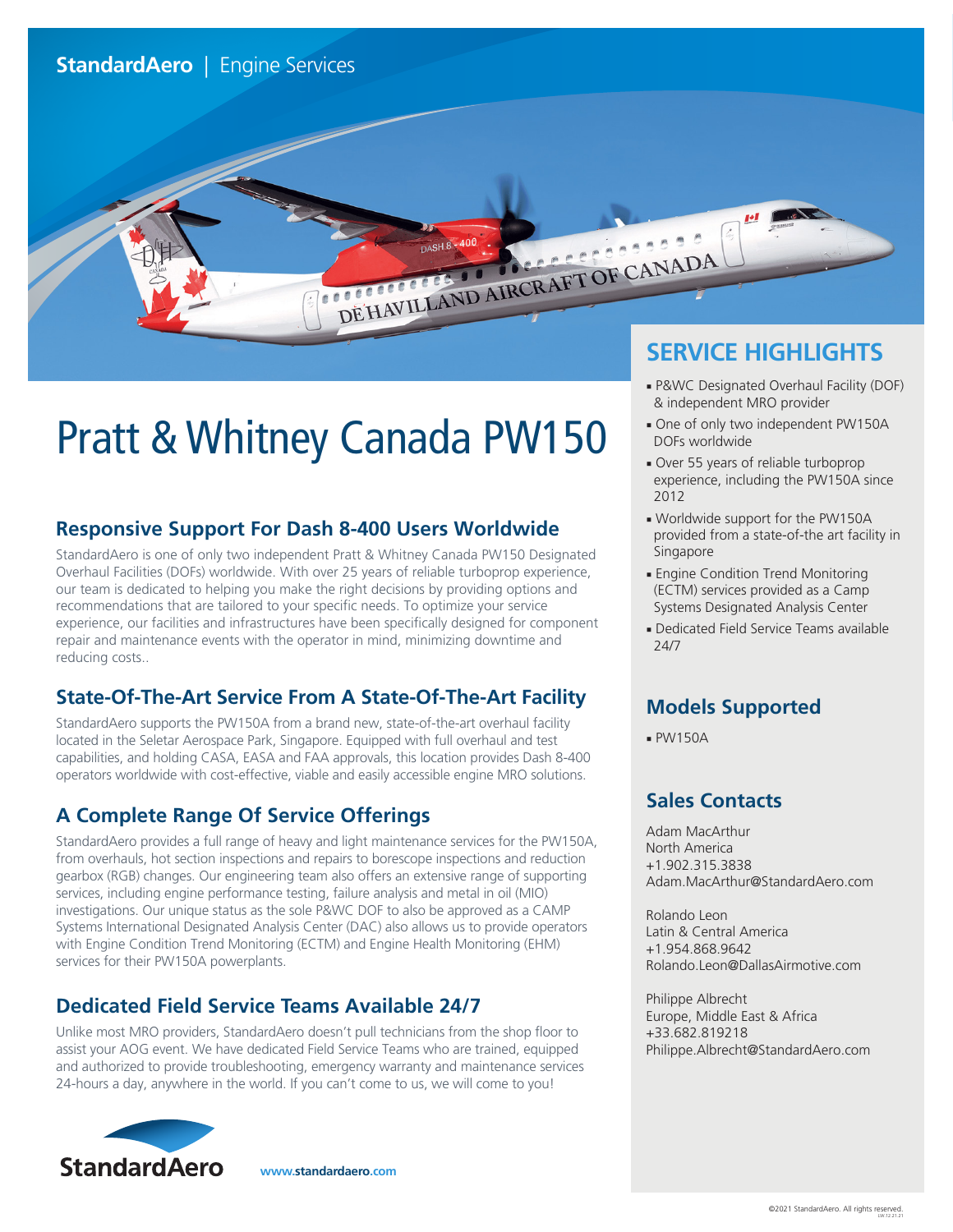StandardAero | Engine Services

# Pratt & Whitney Canada PW150

## Responsive Support For Dash 8-400 Users Worldwide

StandardAero is one of only two independent Pratt & Whitney Canada PW150 Designated Overhaul Facilities (DOFs) worldwide. With over 25 years of reliable turboprop experience, our team is dedicated to helping you make the right decisions by providing options and recommendations that are tailored to your specific needs. To optimize your service experience, our facilities and infrastructures have been specifically designed for component repair and maintenance events with the operator in mind, minimizing downtime and reducing costs..

## State-Of-The-Art Service From A State-Of-The-Art Facility

StandardAero supports the PW150A from a brand new, state-of-the-art overhaul facility located in the Seletar Aerospace Park, Singapore. Equipped with full overhaul and test capabilities, and holding CASA, EASA and FAA approvals, this location provides Dash 8-400 operators worldwide with cost-effective, viable and easily accessible engine MRO solutions.

## A Complete Range Of Service Offerings

StandardAero provides a full range of heavy and light maintenance services for the PW150A, from overhauls, hot section inspections and repairs to borescope inspections and reduction gearbox (RGB) changes. Our engineering team also offers an extensive range of supporting services, including engine performance testing, failure analysis and metal in oil (MIO) investigations. Our unique status as the sole P&WC DOF to also be approved as a CAMP Systems International Designated Analysis Center (DAC) also allows us to provide operators with Engine Condition Trend Monitoring (ECTM) and Engine Health Monitoring (EHM) services for their PW150A powerplants.

## Dedicated Field Service Teams Available 24/7

Unlike most MRO providers, StandardAero doesn't pull technicians from the shop floor to assist your AOG event. We have dedicated Field Service Teams who are trained, equipped and authorized to provide troubleshooting, emergency warranty and maintenance services 24-hours a day, anywhere in the world. If you can't come to us, we will come to you!

## SERVICE HIGHLIGHTS

- P&WC Designated Overhaul Facility (DOF) & independent MRO provider
- One of only two independent PW150A DOFs worldwide
- Over 55 years of reliable turboprop experience, including the PW150A since 2012
- Worldwide support for the PW150A provided from a state-of-the art facility in Singapore
- Engine Condition Trend Monitoring (ECTM) services provided as a Camp Systems Designated Analysis Center
- Dedicated Field Service Teams available 24/7

## Models Supported

- PW150A

## Sales Contacts

Adam MacArthur
North America
+1.902.315.3838
Adam.MacArthur@StandardAero.com

Rolando Leon
Latin & Central America
+1.954.868.9642
Rolando.Leon@DallasAirmotive.com

Philippe Albrecht
Europe, Middle East & Africa
+33.682.819218
Philippe.Albrecht@StandardAero.com

StandardAero

www.standardaero.com

©2021 StandardAero. All rights reserved.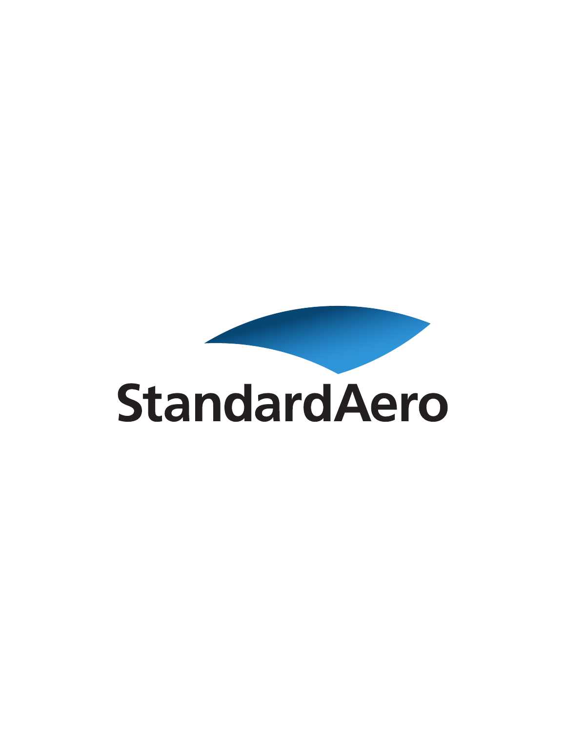StandardAero